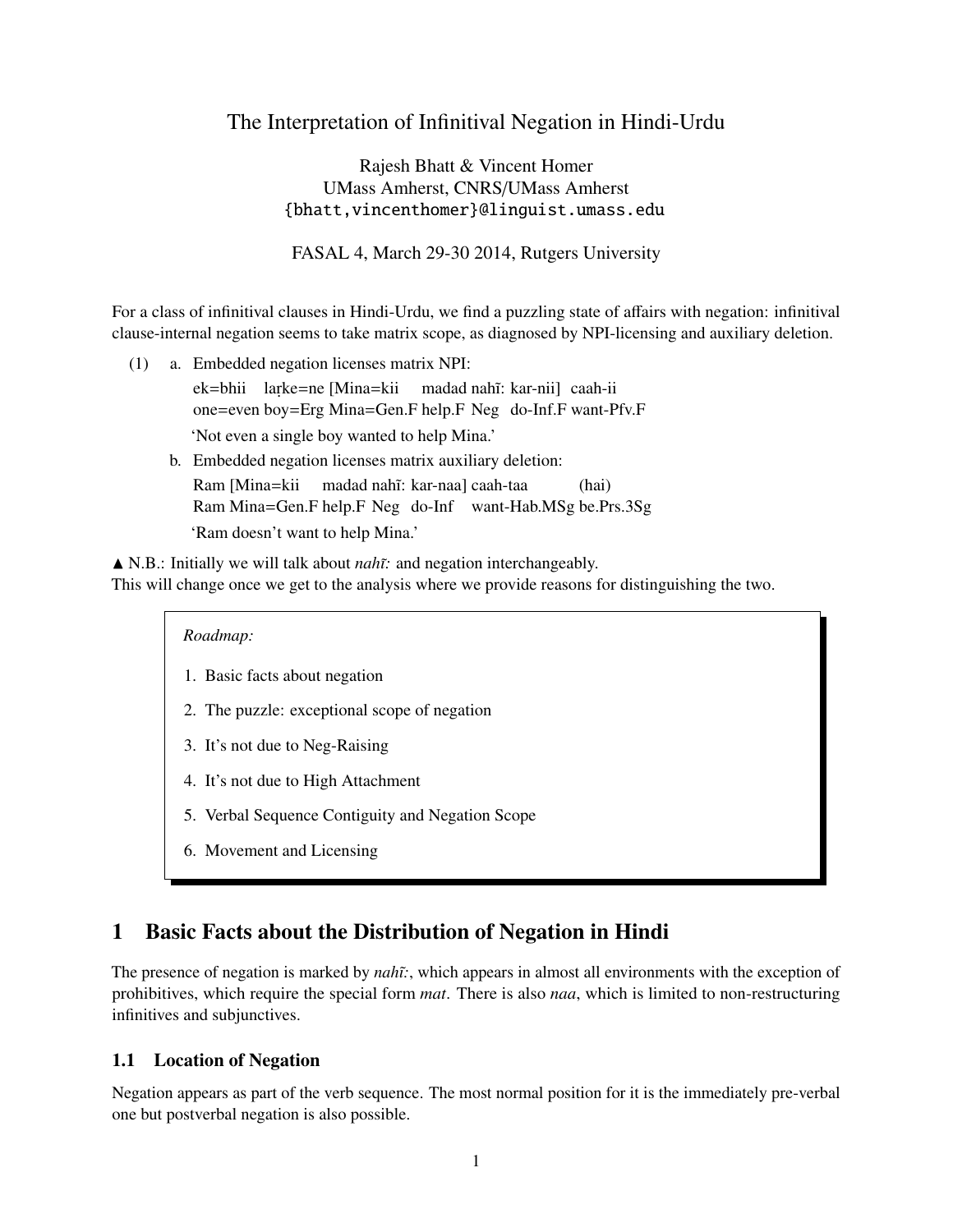# The Interpretation of Infinitival Negation in Hindi-Urdu

Rajesh Bhatt & Vincent Homer
UMass Amherst, CNRS/UMass Amherst
{bhatt,vincenthomer}@linguist.umass.edu

FASAL 4, March 29-30 2014, Rutgers University

For a class of infinitival clauses in Hindi-Urdu, we find a puzzling state of affairs with negation: infinitival clause-internal negation seems to take matrix scope, as diagnosed by NPI-licensing and auxiliary deletion.

(1) a. Embedded negation licenses matrix NPI:

ek=bhii laṛke=ne [Mina=kii madad nahĩ: kar-nii] caah-ii
one=even boy=Erg Mina=Gen.F help.F Neg do-Inf.F want-Pfv.F

'Not even a single boy wanted to help Mina.'

b. Embedded negation licenses matrix auxiliary deletion:

Ram [Mina=kii madad nahĩ: kar-naa] caah-taa (hai)
Ram Mina=Gen.F help.F Neg do-Inf want-Hab.MSg be.Prs.3Sg

'Ram doesn't want to help Mina.'

▲ N.B.: Initially we will talk about *nahĩ:* and negation interchangeably.
This will change once we get to the analysis where we provide reasons for distinguishing the two.

> *Roadmap:*
>
> 1. Basic facts about negation
> 2. The puzzle: exceptional scope of negation
> 3. It's not due to Neg-Raising
> 4. It's not due to High Attachment
> 5. Verbal Sequence Contiguity and Negation Scope
> 6. Movement and Licensing

## 1 Basic Facts about the Distribution of Negation in Hindi

The presence of negation is marked by *nahĩ:*, which appears in almost all environments with the exception of prohibitives, which require the special form *mat*. There is also *naa*, which is limited to non-restructuring infinitives and subjunctives.

### 1.1 Location of Negation

Negation appears as part of the verb sequence. The most normal position for it is the immediately pre-verbal one but postverbal negation is also possible.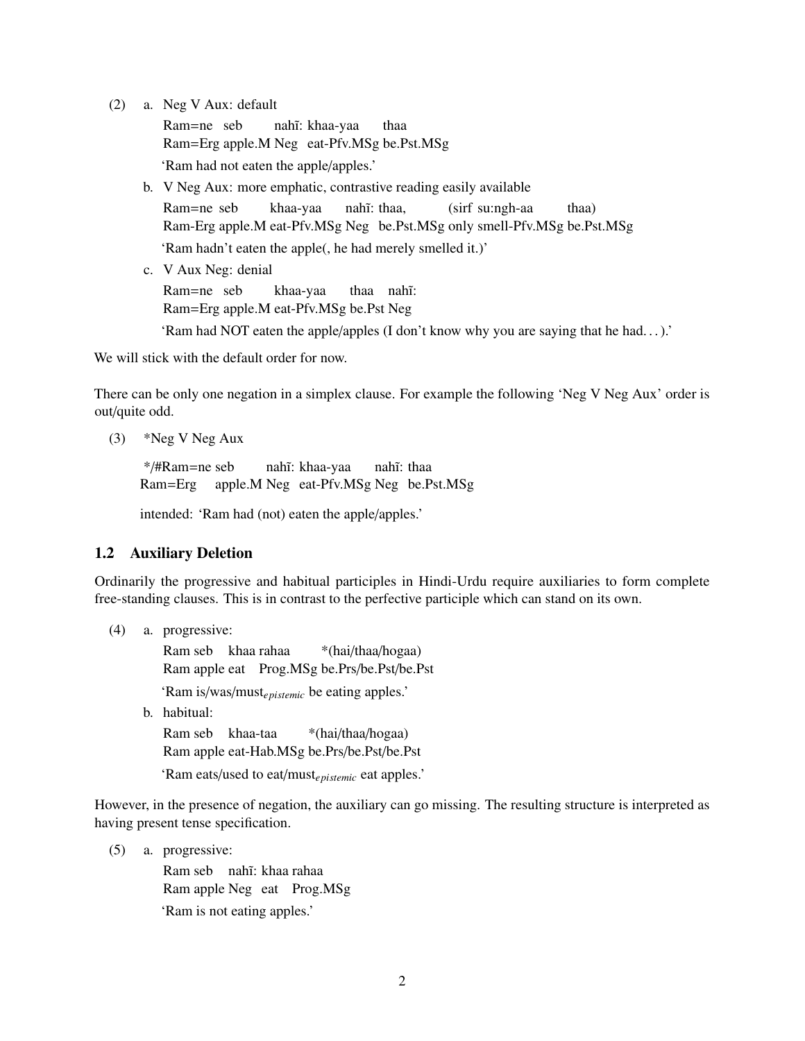(2) a. Neg V Aux: default

Ram=ne seb nahĩ: khaa-yaa thaa
Ram=Erg apple.M Neg eat-Pfv.MSg be.Pst.MSg

'Ram had not eaten the apple/apples.'

b. V Neg Aux: more emphatic, contrastive reading easily available

Ram=ne seb khaa-yaa nahĩ: thaa, (sirf su:ngh-aa thaa)
Ram-Erg apple.M eat-Pfv.MSg Neg be.Pst.MSg only smell-Pfv.MSg be.Pst.MSg

'Ram hadn't eaten the apple(, he had merely smelled it.)'

c. V Aux Neg: denial

Ram=ne seb khaa-yaa thaa nahĩ:
Ram=Erg apple.M eat-Pfv.MSg be.Pst Neg

'Ram had NOT eaten the apple/apples (I don't know why you are saying that he had...).'

We will stick with the default order for now.

There can be only one negation in a simplex clause. For example the following 'Neg V Neg Aux' order is out/quite odd.

(3) *Neg V Neg Aux

*/#Ram=ne seb nahĩ: khaa-yaa nahĩ: thaa
Ram=Erg apple.M Neg eat-Pfv.MSg Neg be.Pst.MSg

intended: 'Ram had (not) eaten the apple/apples.'

## 1.2 Auxiliary Deletion

Ordinarily the progressive and habitual participles in Hindi-Urdu require auxiliaries to form complete free-standing clauses. This is in contrast to the perfective participle which can stand on its own.

(4) a. progressive:

Ram seb khaa rahaa *(hai/thaa/hogaa)
Ram apple eat Prog.MSg be.Prs/be.Pst/be.Pst

'Ram is/was/must$_{epistemic}$ be eating apples.'

b. habitual:

Ram seb khaa-taa *(hai/thaa/hogaa)
Ram apple eat-Hab.MSg be.Prs/be.Pst/be.Pst

'Ram eats/used to eat/must$_{epistemic}$ eat apples.'

However, in the presence of negation, the auxiliary can go missing. The resulting structure is interpreted as having present tense specification.

(5) a. progressive:

Ram seb nahĩ: khaa rahaa
Ram apple Neg eat Prog.MSg

'Ram is not eating apples.'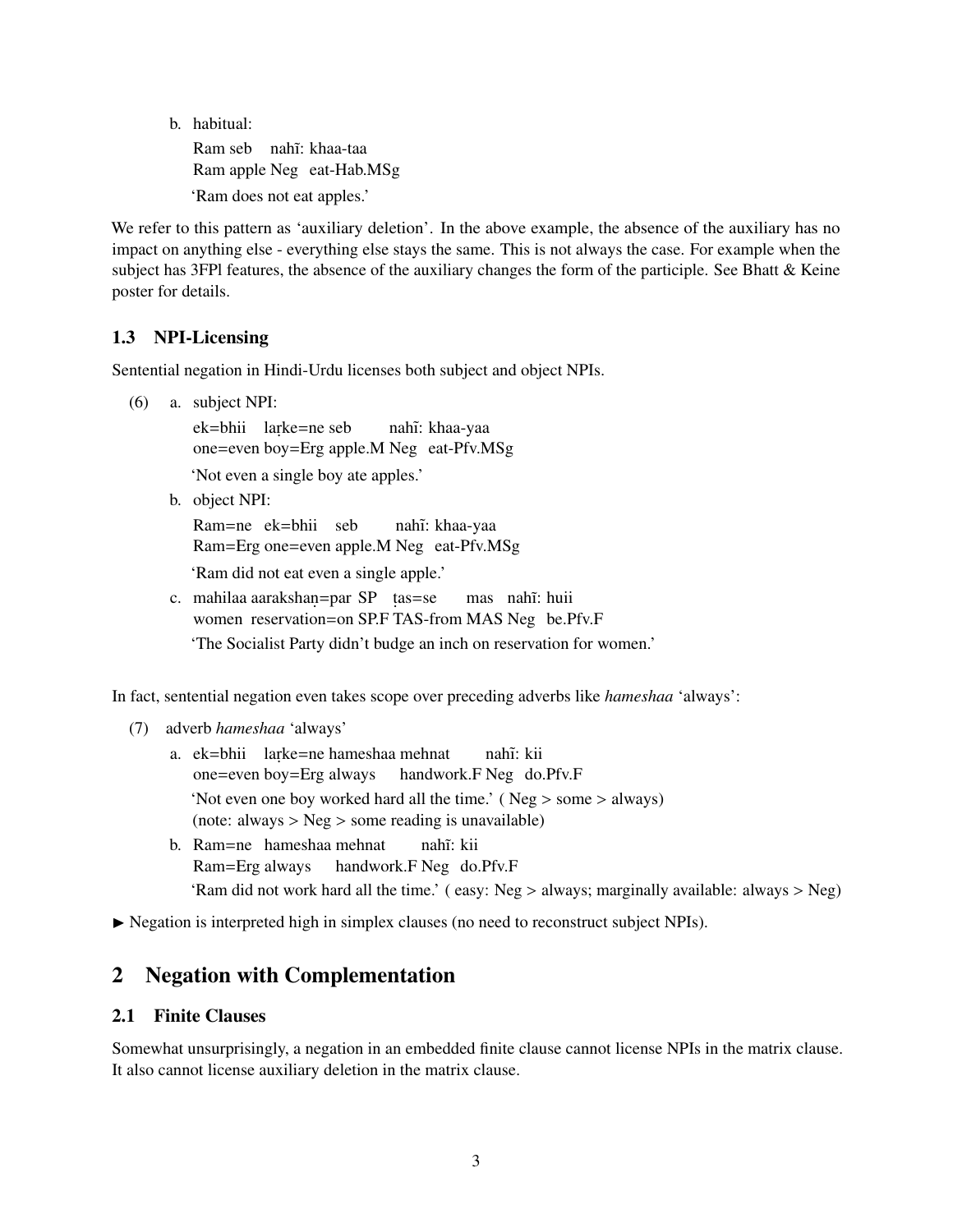b. habitual:

   Ram seb nahĩ: khaa-taa
   Ram apple Neg eat-Hab.MSg

   'Ram does not eat apples.'

We refer to this pattern as 'auxiliary deletion'. In the above example, the absence of the auxiliary has no impact on anything else - everything else stays the same. This is not always the case. For example when the subject has 3FPl features, the absence of the auxiliary changes the form of the participle. See Bhatt & Keine poster for details.

### 1.3 NPI-Licensing

Sentential negation in Hindi-Urdu licenses both subject and object NPIs.

(6) a. subject NPI:

   ek=bhii laṛke=ne seb nahĩ: khaa-yaa
   one=even boy=Erg apple.M Neg eat-Pfv.MSg

   'Not even a single boy ate apples.'

b. object NPI:

   Ram=ne ek=bhii seb nahĩ: khaa-yaa
   Ram=Erg one=even apple.M Neg eat-Pfv.MSg

   'Ram did not eat even a single apple.'

c. mahilaa aarakshaṇ=par SP ṭas=se mas nahĩ: huii
   women reservation=on SP.F TAS-from MAS Neg be.Pfv.F

   'The Socialist Party didn't budge an inch on reservation for women.'

In fact, sentential negation even takes scope over preceding adverbs like *hameshaa* 'always':

(7) adverb *hameshaa* 'always'

a. ek=bhii laṛke=ne hameshaa mehnat nahĩ: kii
   one=even boy=Erg always handwork.F Neg do.Pfv.F

   'Not even one boy worked hard all the time.' ( Neg > some > always)
   (note: always > Neg > some reading is unavailable)

b. Ram=ne hameshaa mehnat nahĩ: kii
   Ram=Erg always handwork.F Neg do.Pfv.F

   'Ram did not work hard all the time.' ( easy: Neg > always; marginally available: always > Neg)

► Negation is interpreted high in simplex clauses (no need to reconstruct subject NPIs).

## 2 Negation with Complementation

### 2.1 Finite Clauses

Somewhat unsurprisingly, a negation in an embedded finite clause cannot license NPIs in the matrix clause. It also cannot license auxiliary deletion in the matrix clause.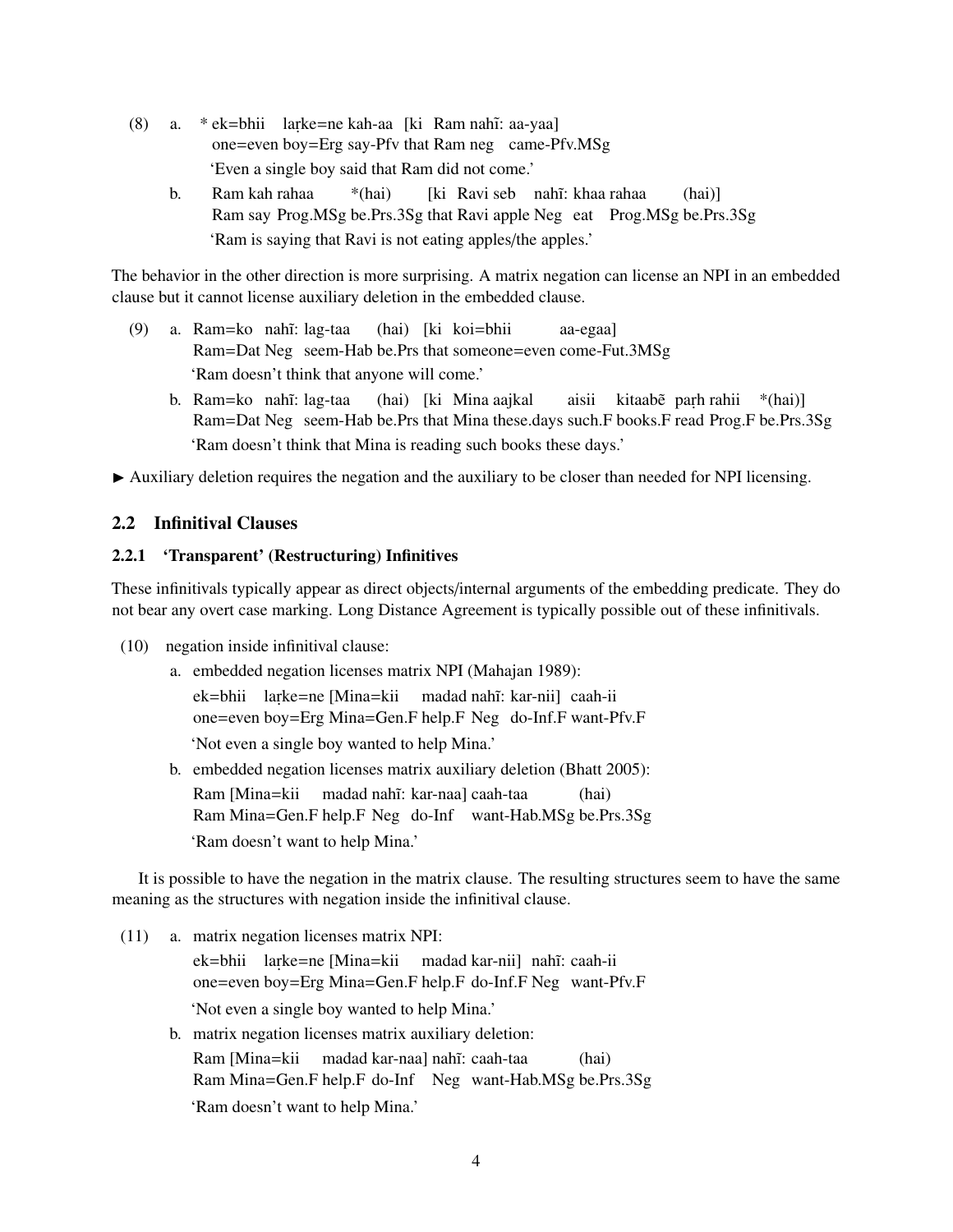(8) a. * ek=bhii laṛke=ne kah-aa [ki Ram nahĩ: aa-yaa]
one=even boy=Erg say-Pfv that Ram neg came-Pfv.MSg
'Even a single boy said that Ram did not come.'

b. Ram kah rahaa *(hai) [ki Ravi seb nahĩ: khaa rahaa (hai)]
Ram say Prog.MSg be.Prs.3Sg that Ravi apple Neg eat Prog.MSg be.Prs.3Sg
'Ram is saying that Ravi is not eating apples/the apples.'

The behavior in the other direction is more surprising. A matrix negation can license an NPI in an embedded clause but it cannot license auxiliary deletion in the embedded clause.

(9) a. Ram=ko nahĩ: lag-taa (hai) [ki koi=bhii aa-egaa]
Ram=Dat Neg seem-Hab be.Prs that someone=even come-Fut.3MSg
'Ram doesn't think that anyone will come.'

b. Ram=ko nahĩ: lag-taa (hai) [ki Mina aajkal aisii kitaabẽ paṛh rahii *(hai)]
Ram=Dat Neg seem-Hab be.Prs that Mina these.days such.F books.F read Prog.F be.Prs.3Sg
'Ram doesn't think that Mina is reading such books these days.'

► Auxiliary deletion requires the negation and the auxiliary to be closer than needed for NPI licensing.

## 2.2 Infinitival Clauses

### 2.2.1 'Transparent' (Restructuring) Infinitives

These infinitivals typically appear as direct objects/internal arguments of the embedding predicate. They do not bear any overt case marking. Long Distance Agreement is typically possible out of these infinitivals.

(10) negation inside infinitival clause:

a. embedded negation licenses matrix NPI (Mahajan 1989):
ek=bhii laṛke=ne [Mina=kii madad nahĩ: kar-nii] caah-ii
one=even boy=Erg Mina=Gen.F help.F Neg do-Inf.F want-Pfv.F
'Not even a single boy wanted to help Mina.'

b. embedded negation licenses matrix auxiliary deletion (Bhatt 2005):
Ram [Mina=kii madad nahĩ: kar-naa] caah-taa (hai)
Ram Mina=Gen.F help.F Neg do-Inf want-Hab.MSg be.Prs.3Sg
'Ram doesn't want to help Mina.'

It is possible to have the negation in the matrix clause. The resulting structures seem to have the same meaning as the structures with negation inside the infinitival clause.

(11) a. matrix negation licenses matrix NPI:
ek=bhii laṛke=ne [Mina=kii madad kar-nii] nahĩ: caah-ii
one=even boy=Erg Mina=Gen.F help.F do-Inf.F Neg want-Pfv.F
'Not even a single boy wanted to help Mina.'

b. matrix negation licenses matrix auxiliary deletion:
Ram [Mina=kii madad kar-naa] nahĩ: caah-taa (hai)
Ram Mina=Gen.F help.F do-Inf Neg want-Hab.MSg be.Prs.3Sg
'Ram doesn't want to help Mina.'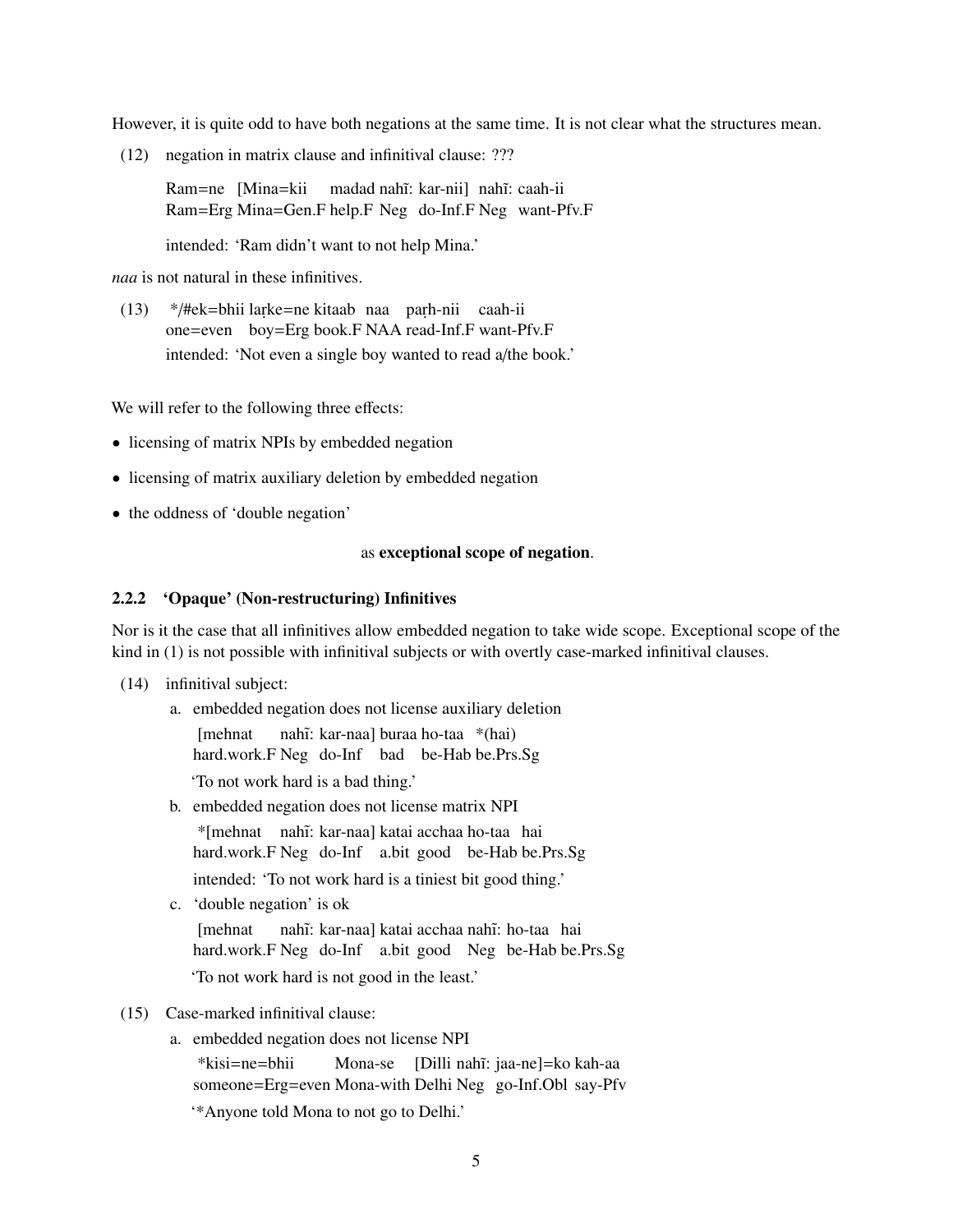However, it is quite odd to have both negations at the same time. It is not clear what the structures mean.

(12) negation in matrix clause and infinitival clause: ???

  Ram=ne [Mina=kii madad nahĩ: kar-nii] nahĩ: caah-ii
  Ram=Erg Mina=Gen.F help.F Neg do-Inf.F Neg want-Pfv.F

  intended: 'Ram didn't want to not help Mina.'

*naa* is not natural in these infinitives.

(13) */#ek=bhii laṛke=ne kitaab naa paṛh-nii caah-ii
  one=even boy=Erg book.F NAA read-Inf.F want-Pfv.F
  intended: 'Not even a single boy wanted to read a/the book.'

We will refer to the following three effects:

- licensing of matrix NPIs by embedded negation
- licensing of matrix auxiliary deletion by embedded negation
- the oddness of 'double negation'

as **exceptional scope of negation**.

### 2.2.2 'Opaque' (Non-restructuring) Infinitives

Nor is it the case that all infinitives allow embedded negation to take wide scope. Exceptional scope of the kind in (1) is not possible with infinitival subjects or with overtly case-marked infinitival clauses.

(14) infinitival subject:

  a. embedded negation does not license auxiliary deletion
    [mehnat nahĩ: kar-naa] buraa ho-taa *(hai)
    hard.work.F Neg do-Inf bad be-Hab be.Prs.Sg
    'To not work hard is a bad thing.'

  b. embedded negation does not license matrix NPI
    *[mehnat nahĩ: kar-naa] katai acchaa ho-taa hai
    hard.work.F Neg do-Inf a.bit good be-Hab be.Prs.Sg
    intended: 'To not work hard is a tiniest bit good thing.'

  c. 'double negation' is ok
    [mehnat nahĩ: kar-naa] katai acchaa nahĩ: ho-taa hai
    hard.work.F Neg do-Inf a.bit good Neg be-Hab be.Prs.Sg
    'To not work hard is not good in the least.'

(15) Case-marked infinitival clause:

  a. embedded negation does not license NPI
    *kisi=ne=bhii Mona-se [Dilli nahĩ: jaa-ne]=ko kah-aa
    someone=Erg=even Mona-with Delhi Neg go-Inf.Obl say-Pfv
    '*Anyone told Mona to not go to Delhi.'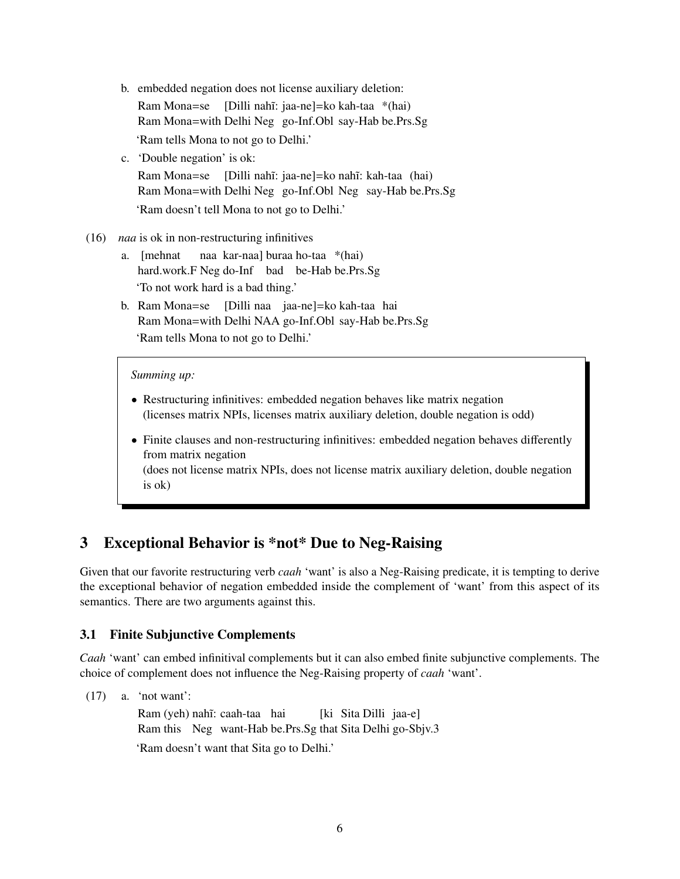b. embedded negation does not license auxiliary deletion:

   Ram Mona=se [Dilli nahĩ: jaa-ne]=ko kah-taa *(hai)
   Ram Mona=with Delhi Neg go-Inf.Obl say-Hab be.Prs.Sg
   'Ram tells Mona to not go to Delhi.'

c. 'Double negation' is ok:

   Ram Mona=se [Dilli nahĩ: jaa-ne]=ko nahĩ: kah-taa (hai)
   Ram Mona=with Delhi Neg go-Inf.Obl Neg say-Hab be.Prs.Sg
   'Ram doesn't tell Mona to not go to Delhi.'

(16) *naa* is ok in non-restructuring infinitives

a. [mehnat naa kar-naa] buraa ho-taa *(hai)
   hard.work.F Neg do-Inf bad be-Hab be.Prs.Sg
   'To not work hard is a bad thing.'

b. Ram Mona=se [Dilli naa jaa-ne]=ko kah-taa hai
   Ram Mona=with Delhi NAA go-Inf.Obl say-Hab be.Prs.Sg
   'Ram tells Mona to not go to Delhi.'

> *Summing up:*
>
> - Restructuring infinitives: embedded negation behaves like matrix negation (licenses matrix NPIs, licenses matrix auxiliary deletion, double negation is odd)
> - Finite clauses and non-restructuring infinitives: embedded negation behaves differently from matrix negation (does not license matrix NPIs, does not license matrix auxiliary deletion, double negation is ok)

## 3 Exceptional Behavior is *not* Due to Neg-Raising

Given that our favorite restructuring verb *caah* 'want' is also a Neg-Raising predicate, it is tempting to derive the exceptional behavior of negation embedded inside the complement of 'want' from this aspect of its semantics. There are two arguments against this.

### 3.1 Finite Subjunctive Complements

*Caah* 'want' can embed infinitival complements but it can also embed finite subjunctive complements. The choice of complement does not influence the Neg-Raising property of *caah* 'want'.

(17) a. 'not want':

   Ram (yeh) nahĩ: caah-taa hai [ki Sita Dilli jaa-e]
   Ram this Neg want-Hab be.Prs.Sg that Sita Delhi go-Sbjv.3
   'Ram doesn't want that Sita go to Delhi.'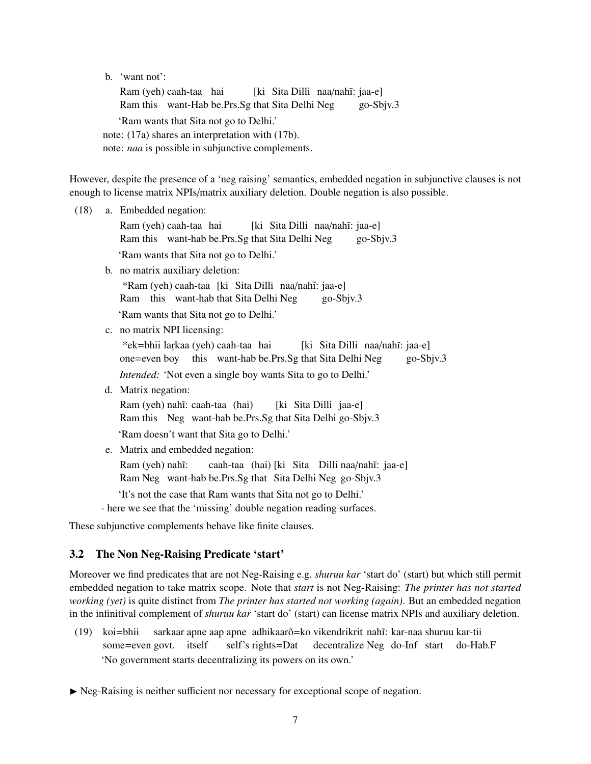b. 'want not':

Ram (yeh) caah-taa hai [ki Sita Dilli naa/nahĩ: jaa-e]
Ram this want-Hab be.Prs.Sg that Sita Delhi Neg go-Sbjv.3

'Ram wants that Sita not go to Delhi.'

note: (17a) shares an interpretation with (17b).
note: *naa* is possible in subjunctive complements.

However, despite the presence of a 'neg raising' semantics, embedded negation in subjunctive clauses is not enough to license matrix NPIs/matrix auxiliary deletion. Double negation is also possible.

(18) a. Embedded negation:

Ram (yeh) caah-taa hai [ki Sita Dilli naa/nahĩ: jaa-e]
Ram this want-hab be.Prs.Sg that Sita Delhi Neg go-Sbjv.3

'Ram wants that Sita not go to Delhi.'

b. no matrix auxiliary deletion:

*Ram (yeh) caah-taa [ki Sita Dilli naa/nahĩ: jaa-e]
Ram this want-hab that Sita Delhi Neg go-Sbjv.3

'Ram wants that Sita not go to Delhi.'

c. no matrix NPI licensing:

*ek=bhii laṛkaa (yeh) caah-taa hai [ki Sita Dilli naa/nahĩ: jaa-e]
one=even boy this want-hab be.Prs.Sg that Sita Delhi Neg go-Sbjv.3

*Intended:* 'Not even a single boy wants Sita to go to Delhi.'

d. Matrix negation:

Ram (yeh) nahĩ: caah-taa (hai) [ki Sita Dilli jaa-e]
Ram this Neg want-hab be.Prs.Sg that Sita Delhi go-Sbjv.3

'Ram doesn't want that Sita go to Delhi.'

e. Matrix and embedded negation:

Ram (yeh) nahĩ: caah-taa (hai) [ki Sita Dilli naa/nahĩ: jaa-e]
Ram Neg want-hab be.Prs.Sg that Sita Delhi Neg go-Sbjv.3

'It's not the case that Ram wants that Sita not go to Delhi.'

- here we see that the 'missing' double negation reading surfaces.

These subjunctive complements behave like finite clauses.

## 3.2 The Non Neg-Raising Predicate 'start'

Moreover we find predicates that are not Neg-Raising e.g. *shuruu kar* 'start do' (start) but which still permit embedded negation to take matrix scope. Note that *start* is not Neg-Raising: *The printer has not started working (yet)* is quite distinct from *The printer has started not working (again)*. But an embedded negation in the infinitival complement of *shuruu kar* 'start do' (start) can license matrix NPIs and auxiliary deletion.

(19) koi=bhii sarkaar apne aap apne adhikaarõ=ko vikendrikrit nahĩ: kar-naa shuruu kar-tii
some=even govt. itself self's rights=Dat decentralize Neg do-Inf start do-Hab.F

'No government starts decentralizing its powers on its own.'

► Neg-Raising is neither sufficient nor necessary for exceptional scope of negation.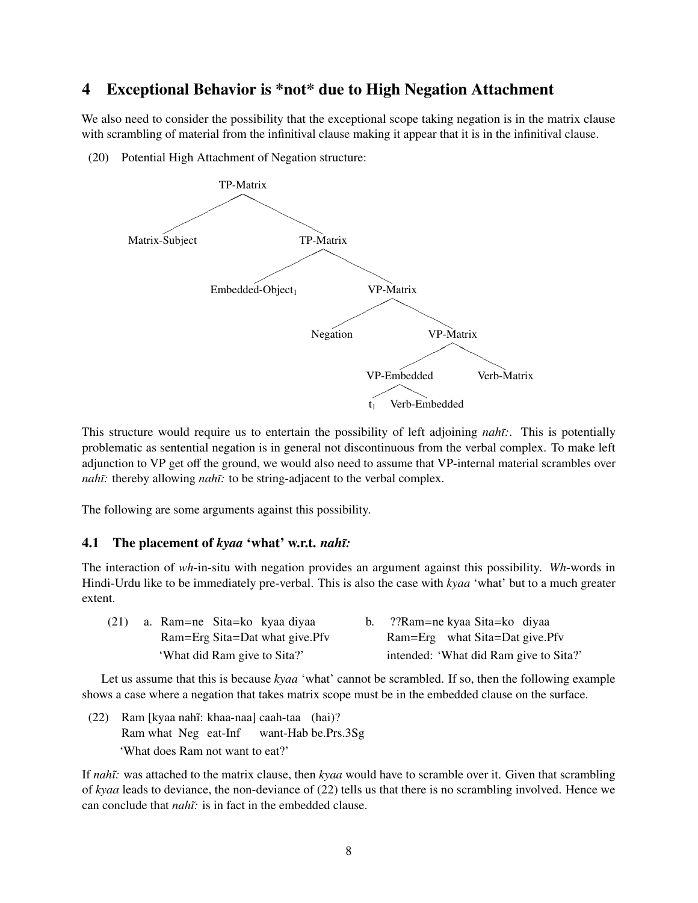## 4 Exceptional Behavior is *not* due to High Negation Attachment

We also need to consider the possibility that the exceptional scope taking negation is in the matrix clause with scrambling of material from the infinitival clause making it appear that it is in the infinitival clause.

(20) Potential High Attachment of Negation structure:

```
TP-Matrix
├── Matrix-Subject
└── TP-Matrix
    ├── Embedded-Object₁
    └── VP-Matrix
        ├── Negation
        └── VP-Matrix
            ├── VP-Embedded
            │   ├── t₁
            │   └── Verb-Embedded
            └── Verb-Matrix
```

This structure would require us to entertain the possibility of left adjoining *nahĩ:*. This is potentially problematic as sentential negation is in general not discontinuous from the verbal complex. To make left adjunction to VP get off the ground, we would also need to assume that VP-internal material scrambles over *nahĩ:* thereby allowing *nahĩ:* to be string-adjacent to the verbal complex.

The following are some arguments against this possibility.

### 4.1 The placement of *kyaa* 'what' w.r.t. *nahĩ:*

The interaction of *wh*-in-situ with negation provides an argument against this possibility. *Wh*-words in Hindi-Urdu like to be immediately pre-verbal. This is also the case with *kyaa* 'what' but to a much greater extent.

(21) a. Ram=ne Sita=ko kyaa diyaa
Ram=Erg Sita=Dat what give.Pfv
'What did Ram give to Sita?'

b. ??Ram=ne kyaa Sita=ko diyaa
Ram=Erg what Sita=Dat give.Pfv
intended: 'What did Ram give to Sita?'

Let us assume that this is because *kyaa* 'what' cannot be scrambled. If so, then the following example shows a case where a negation that takes matrix scope must be in the embedded clause on the surface.

(22) Ram [kyaa nahĩ: khaa-naa] caah-taa (hai)?
Ram what Neg eat-Inf want-Hab be.Prs.3Sg
'What does Ram not want to eat?'

If *nahĩ:* was attached to the matrix clause, then *kyaa* would have to scramble over it. Given that scrambling of *kyaa* leads to deviance, the non-deviance of (22) tells us that there is no scrambling involved. Hence we can conclude that *nahĩ:* is in fact in the embedded clause.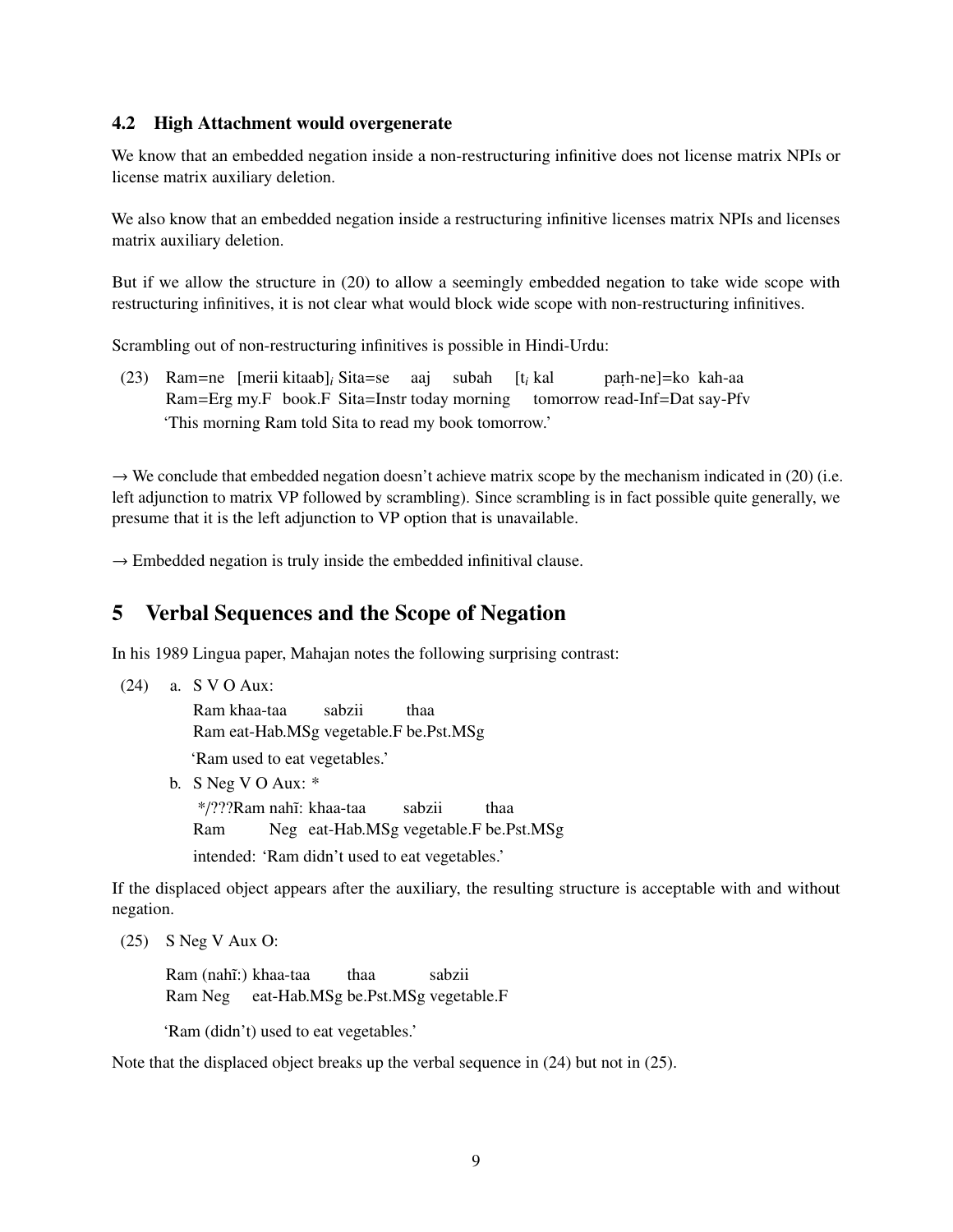### 4.2 High Attachment would overgenerate

We know that an embedded negation inside a non-restructuring infinitive does not license matrix NPIs or license matrix auxiliary deletion.

We also know that an embedded negation inside a restructuring infinitive licenses matrix NPIs and licenses matrix auxiliary deletion.

But if we allow the structure in (20) to allow a seemingly embedded negation to take wide scope with restructuring infinitives, it is not clear what would block wide scope with non-restructuring infinitives.

Scrambling out of non-restructuring infinitives is possible in Hindi-Urdu:

(23) Ram=ne [merii kitaab]$_i$ Sita=se aaj subah [t$_i$ kal paṛh-ne]=ko kah-aa
Ram=Erg my.F book.F Sita=Instr today morning tomorrow read-Inf=Dat say-Pfv
'This morning Ram told Sita to read my book tomorrow.'

→ We conclude that embedded negation doesn't achieve matrix scope by the mechanism indicated in (20) (i.e. left adjunction to matrix VP followed by scrambling). Since scrambling is in fact possible quite generally, we presume that it is the left adjunction to VP option that is unavailable.

→ Embedded negation is truly inside the embedded infinitival clause.

## 5 Verbal Sequences and the Scope of Negation

In his 1989 Lingua paper, Mahajan notes the following surprising contrast:

(24) a. S V O Aux:
Ram khaa-taa sabzii thaa
Ram eat-Hab.MSg vegetable.F be.Pst.MSg
'Ram used to eat vegetables.'

b. S Neg V O Aux: *
*/???Ram nahĩ: khaa-taa sabzii thaa
Ram Neg eat-Hab.MSg vegetable.F be.Pst.MSg
intended: 'Ram didn't used to eat vegetables.'

If the displaced object appears after the auxiliary, the resulting structure is acceptable with and without negation.

(25) S Neg V Aux O:

Ram (nahĩ:) khaa-taa thaa sabzii
Ram Neg eat-Hab.MSg be.Pst.MSg vegetable.F

'Ram (didn't) used to eat vegetables.'

Note that the displaced object breaks up the verbal sequence in (24) but not in (25).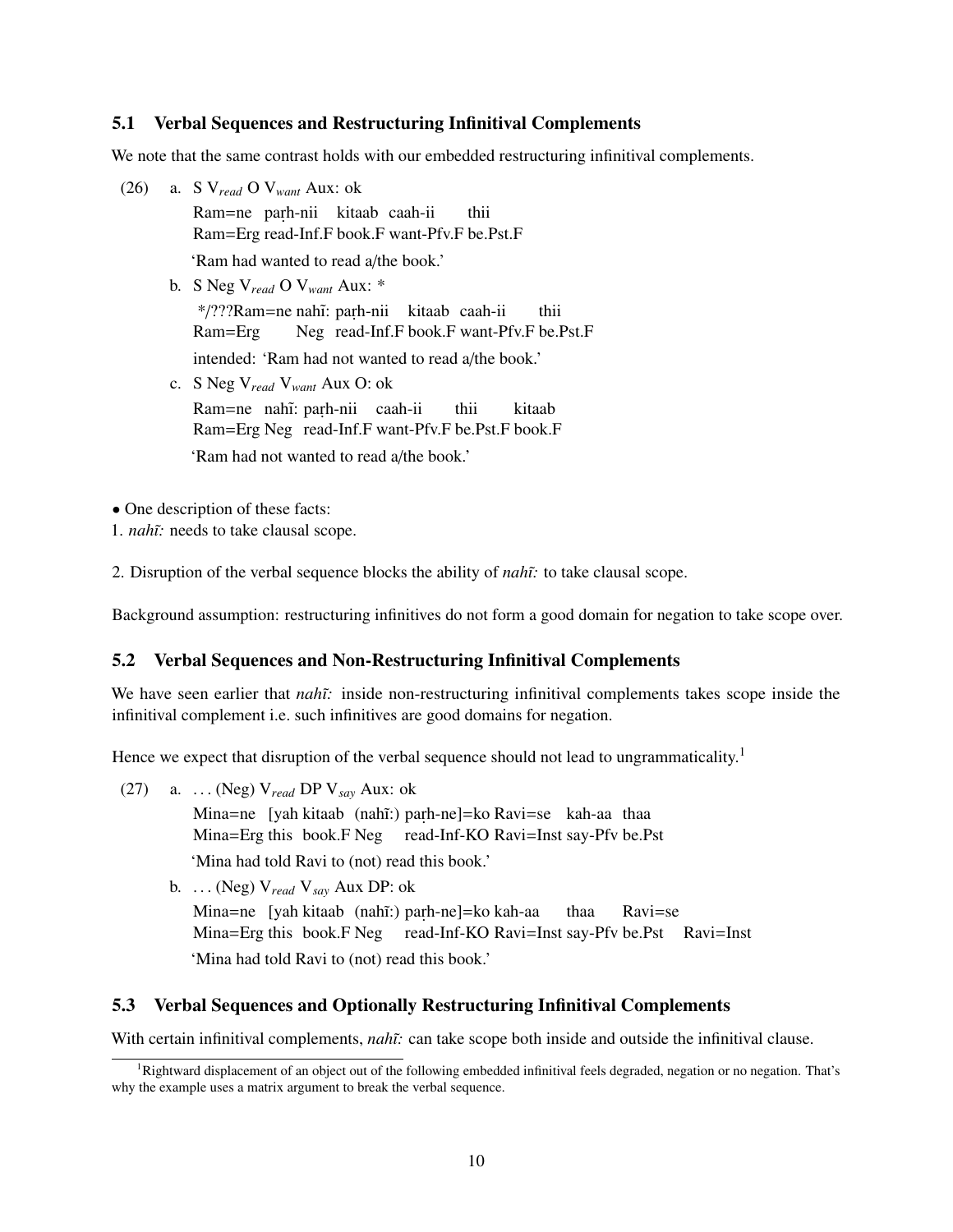### 5.1 Verbal Sequences and Restructuring Infinitival Complements

We note that the same contrast holds with our embedded restructuring infinitival complements.

(26) a. S $V_{read}$ O $V_{want}$ Aux: ok

Ram=ne paṛh-nii kitaab caah-ii thii
Ram=Erg read-Inf.F book.F want-Pfv.F be.Pst.F

'Ram had wanted to read a/the book.'

b. S Neg $V_{read}$ O $V_{want}$ Aux: *

*/???Ram=ne nahı̃: paṛh-nii kitaab caah-ii thii
Ram=Erg Neg read-Inf.F book.F want-Pfv.F be.Pst.F

intended: 'Ram had not wanted to read a/the book.'

c. S Neg $V_{read}$ $V_{want}$ Aux O: ok

Ram=ne nahı̃: paṛh-nii caah-ii thii kitaab
Ram=Erg Neg read-Inf.F want-Pfv.F be.Pst.F book.F

'Ram had not wanted to read a/the book.'

• One description of these facts:

1. *nahı̃:* needs to take clausal scope.

2. Disruption of the verbal sequence blocks the ability of *nahı̃:* to take clausal scope.

Background assumption: restructuring infinitives do not form a good domain for negation to take scope over.

### 5.2 Verbal Sequences and Non-Restructuring Infinitival Complements

We have seen earlier that *nahı̃:* inside non-restructuring infinitival complements takes scope inside the infinitival complement i.e. such infinitives are good domains for negation.

Hence we expect that disruption of the verbal sequence should not lead to ungrammaticality.[1]

(27) a. ... (Neg) $V_{read}$ DP $V_{say}$ Aux: ok

Mina=ne [yah kitaab (nahı̃:) paṛh-ne]=ko Ravi=se kah-aa thaa
Mina=Erg this book.F Neg read-Inf-KO Ravi=Inst say-Pfv be.Pst

'Mina had told Ravi to (not) read this book.'

b. ... (Neg) $V_{read}$ $V_{say}$ Aux DP: ok

Mina=ne [yah kitaab (nahı̃:) paṛh-ne]=ko kah-aa thaa Ravi=se
Mina=Erg this book.F Neg read-Inf-KO Ravi=Inst say-Pfv be.Pst Ravi=Inst

'Mina had told Ravi to (not) read this book.'

### 5.3 Verbal Sequences and Optionally Restructuring Infinitival Complements

With certain infinitival complements, *nahı̃:* can take scope both inside and outside the infinitival clause.

[1] Rightward displacement of an object out of the following embedded infinitival feels degraded, negation or no negation. That's why the example uses a matrix argument to break the verbal sequence.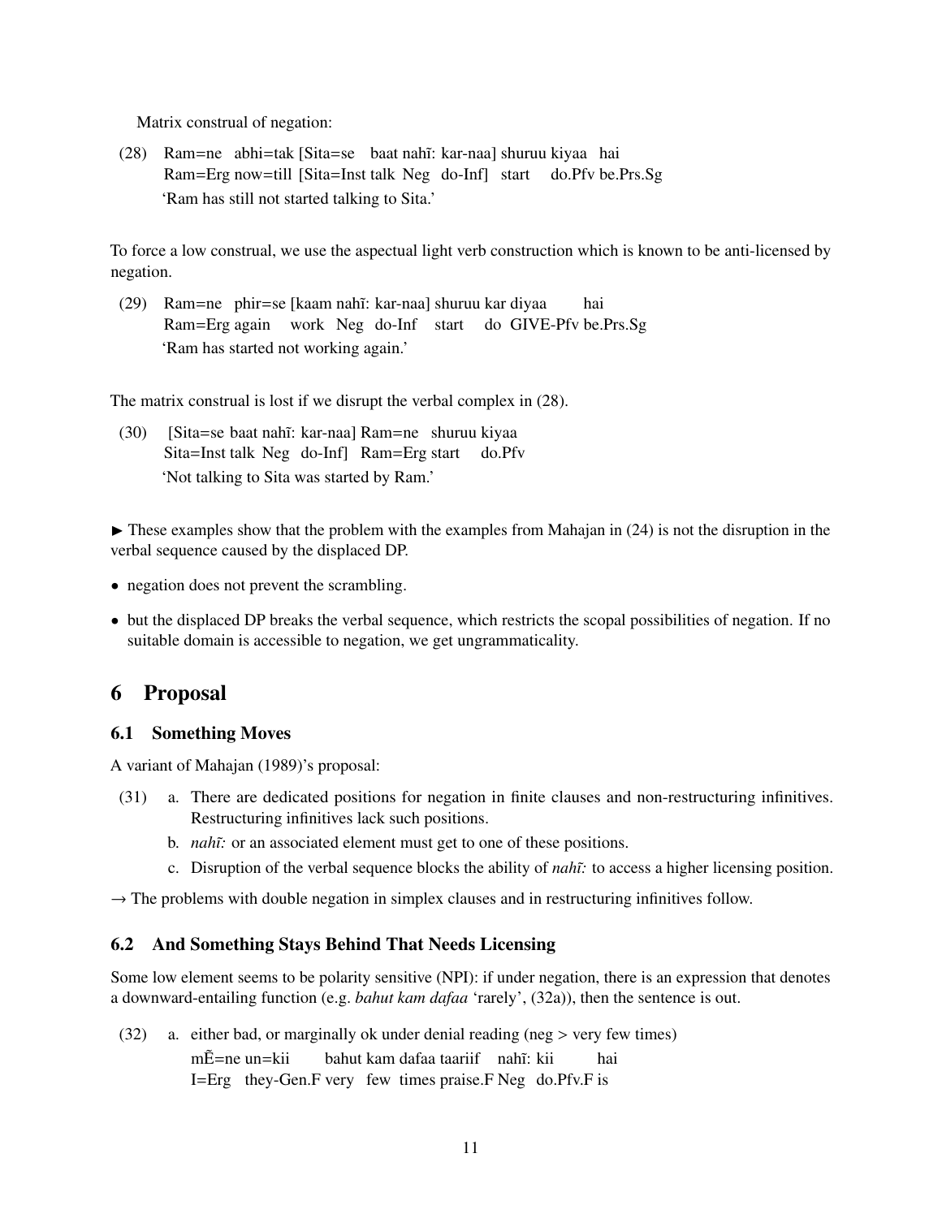Matrix construal of negation:

(28) Ram=ne abhi=tak [Sita=se baat nahĩ: kar-naa] shuruu kiyaa hai
 Ram=Erg now=till [Sita=Inst talk Neg do-Inf] start do.Pfv be.Prs.Sg
 'Ram has still not started talking to Sita.'

To force a low construal, we use the aspectual light verb construction which is known to be anti-licensed by negation.

(29) Ram=ne phir=se [kaam nahĩ: kar-naa] shuruu kar diyaa hai
 Ram=Erg again work Neg do-Inf start do GIVE-Pfv be.Prs.Sg
 'Ram has started not working again.'

The matrix construal is lost if we disrupt the verbal complex in (28).

(30) [Sita=se baat nahĩ: kar-naa] Ram=ne shuruu kiyaa
 Sita=Inst talk Neg do-Inf] Ram=Erg start do.Pfv
 'Not talking to Sita was started by Ram.'

► These examples show that the problem with the examples from Mahajan in (24) is not the disruption in the verbal sequence caused by the displaced DP.

- negation does not prevent the scrambling.
- but the displaced DP breaks the verbal sequence, which restricts the scopal possibilities of negation. If no suitable domain is accessible to negation, we get ungrammaticality.

# 6 Proposal

## 6.1 Something Moves

A variant of Mahajan (1989)'s proposal:

(31) a. There are dedicated positions for negation in finite clauses and non-restructuring infinitives. Restructuring infinitives lack such positions.
 b. *nahĩ:* or an associated element must get to one of these positions.
 c. Disruption of the verbal sequence blocks the ability of *nahĩ:* to access a higher licensing position.

→ The problems with double negation in simplex clauses and in restructuring infinitives follow.

## 6.2 And Something Stays Behind That Needs Licensing

Some low element seems to be polarity sensitive (NPI): if under negation, there is an expression that denotes a downward-entailing function (e.g. *bahut kam dafaa* 'rarely', (32a)), then the sentence is out.

(32) a. either bad, or marginally ok under denial reading (neg > very few times)
 mẼ=ne un=kii bahut kam dafaa taariif nahĩ: kii hai
 I=Erg they-Gen.F very few times praise.F Neg do.Pfv.F is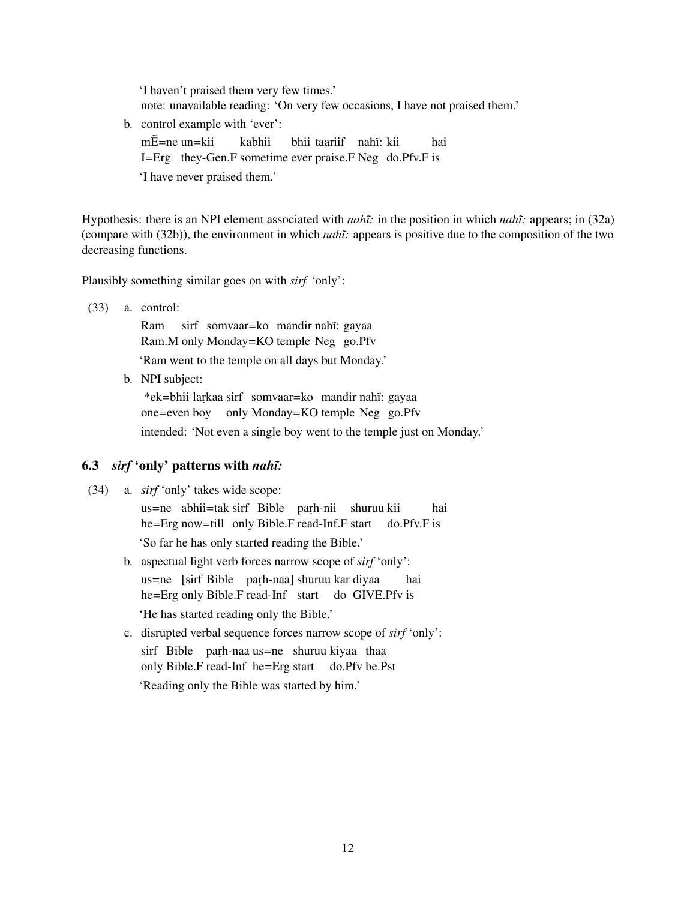'I haven't praised them very few times.'
note: unavailable reading: 'On very few occasions, I have not praised them.'

b. control example with 'ever':
mɛ̃=ne un=kii kabhii bhii taariif nahĩ: kii hai
I=Erg they-Gen.F sometime ever praise.F Neg do.Pfv.F is
'I have never praised them.'

Hypothesis: there is an NPI element associated with *nahĩ:* in the position in which *nahĩ:* appears; in (32a) (compare with (32b)), the environment in which *nahĩ:* appears is positive due to the composition of the two decreasing functions.

Plausibly something similar goes on with *sirf* 'only':

(33) a. control:
Ram sirf somvaar=ko mandir nahĩ: gayaa
Ram.M only Monday=KO temple Neg go.Pfv
'Ram went to the temple on all days but Monday.'

b. NPI subject:
*ek=bhii laṛkaa sirf somvaar=ko mandir nahĩ: gayaa
one=even boy only Monday=KO temple Neg go.Pfv
intended: 'Not even a single boy went to the temple just on Monday.'

### 6.3 *sirf* 'only' patterns with *nahĩ:*

(34) a. *sirf* 'only' takes wide scope:
us=ne abhii=tak sirf Bible paṛh-nii shuruu kii hai
he=Erg now=till only Bible.F read-Inf.F start do.Pfv.F is
'So far he has only started reading the Bible.'

b. aspectual light verb forces narrow scope of *sirf* 'only':
us=ne [sirf Bible paṛh-naa] shuruu kar diyaa hai
he=Erg only Bible.F read-Inf start do GIVE.Pfv is
'He has started reading only the Bible.'

c. disrupted verbal sequence forces narrow scope of *sirf* 'only':
sirf Bible paṛh-naa us=ne shuruu kiyaa thaa
only Bible.F read-Inf he=Erg start do.Pfv be.Pst
'Reading only the Bible was started by him.'